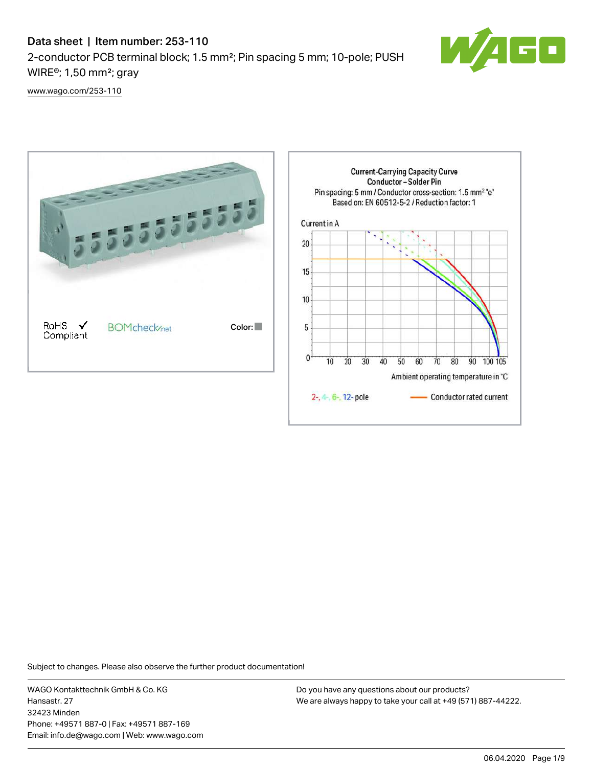# Data sheet | Item number: 253-110

2-conductor PCB terminal block; 1.5 mm²; Pin spacing 5 mm; 10-pole; PUSH WIRE®; 1,50 mm²; gray

www.wago.com/253-110

RoHS ✓ Compliant

BOMcheck.net

Color:

Current-Carrying Capacity Curve
Conductor – Solder Pin
Pin spacing: 5 mm / Conductor cross-section: 1.5 mm² "e"
Based on: EN 60512-5-2 / Reduction factor: 1

Current in A

Ambient operating temperature in °C

2-, 4-, 6-, 12- pole

Conductor rated current

Subject to changes. Please also observe the further product documentation!

WAGO Kontakttechnik GmbH & Co. KG
Hansastr. 27
32423 Minden
Phone: +49571 887-0 | Fax: +49571 887-169
Email: info.de@wago.com | Web: www.wago.com

Do you have any questions about our products?
We are always happy to take your call at +49 (571) 887-44222.

06.04.2020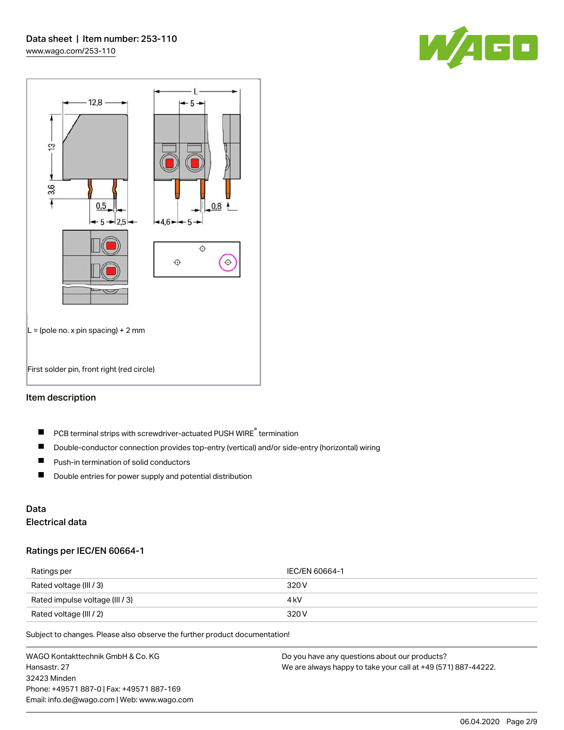L = (pole no. x pin spacing) + 2 mm

First solder pin, front right (red circle)

## Item description

- PCB terminal strips with screwdriver-actuated PUSH WIRE® termination
- Double-conductor connection provides top-entry (vertical) and/or side-entry (horizontal) wiring
- Push-in termination of solid conductors
- Double entries for power supply and potential distribution

## Data

### Electrical data

### Ratings per IEC/EN 60664-1

| Ratings per | IEC/EN 60664-1 |
| --- | --- |
| Rated voltage (III / 3) | 320 V |
| Rated impulse voltage (III / 3) | 4 kV |
| Rated voltage (III / 2) | 320 V |

Subject to changes. Please also observe the further product documentation!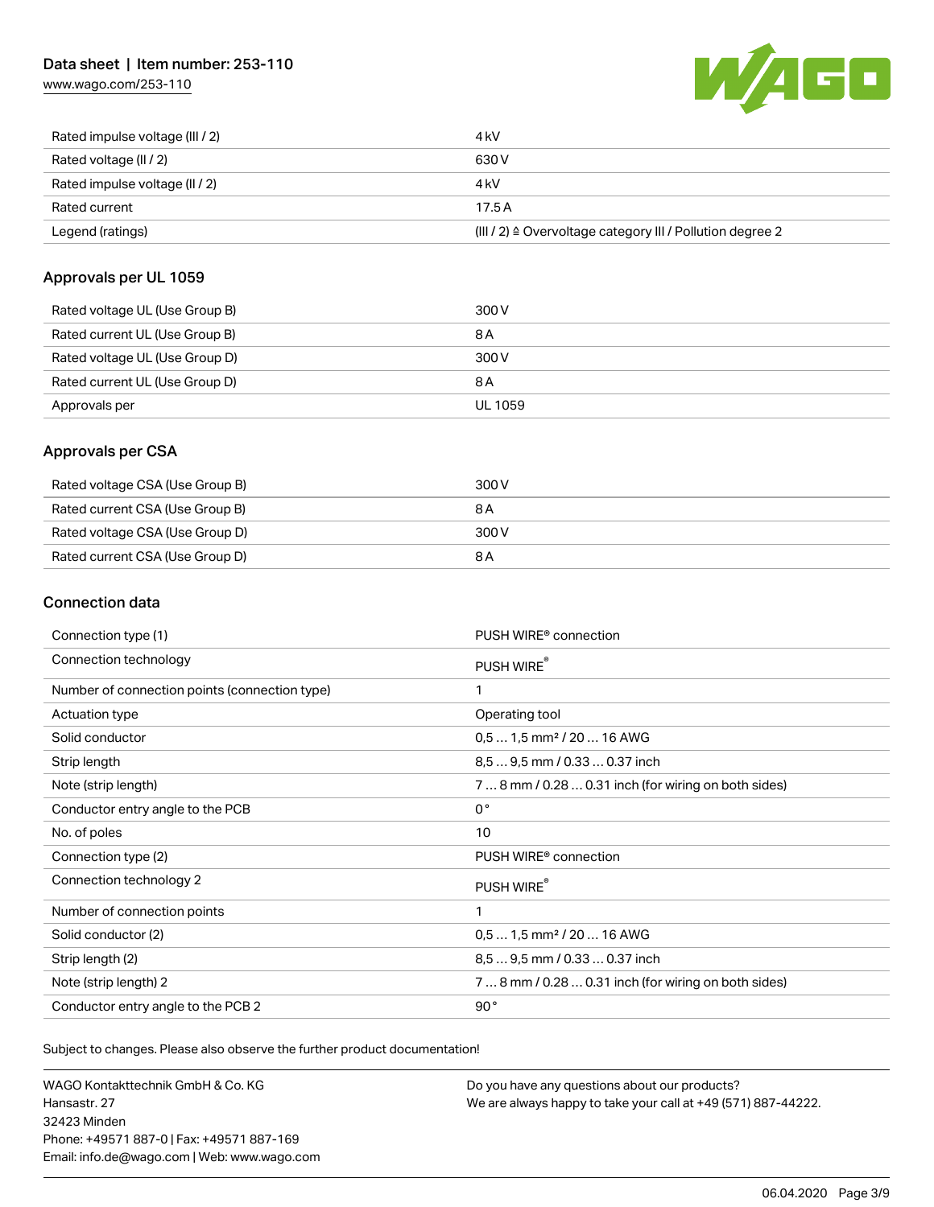| | |
|---|---|
| Rated impulse voltage (III / 2) | 4 kV |
| Rated voltage (II / 2) | 630 V |
| Rated impulse voltage (II / 2) | 4 kV |
| Rated current | 17.5 A |
| Legend (ratings) | (III / 2) ≙ Overvoltage category III / Pollution degree 2 |

## Approvals per UL 1059

| | |
|---|---|
| Rated voltage UL (Use Group B) | 300 V |
| Rated current UL (Use Group B) | 8 A |
| Rated voltage UL (Use Group D) | 300 V |
| Rated current UL (Use Group D) | 8 A |
| Approvals per | UL 1059 |

## Approvals per CSA

| | |
|---|---|
| Rated voltage CSA (Use Group B) | 300 V |
| Rated current CSA (Use Group B) | 8 A |
| Rated voltage CSA (Use Group D) | 300 V |
| Rated current CSA (Use Group D) | 8 A |

## Connection data

| | |
|---|---|
| Connection type (1) | PUSH WIRE® connection |
| Connection technology | PUSH WIRE® |
| Number of connection points (connection type) | 1 |
| Actuation type | Operating tool |
| Solid conductor | 0,5 … 1,5 mm² / 20 … 16 AWG |
| Strip length | 8,5 … 9,5 mm / 0.33 … 0.37 inch |
| Note (strip length) | 7 … 8 mm / 0.28 … 0.31 inch (for wiring on both sides) |
| Conductor entry angle to the PCB | 0 ° |
| No. of poles | 10 |
| Connection type (2) | PUSH WIRE® connection |
| Connection technology 2 | PUSH WIRE® |
| Number of connection points | 1 |
| Solid conductor (2) | 0,5 … 1,5 mm² / 20 … 16 AWG |
| Strip length (2) | 8,5 … 9,5 mm / 0.33 … 0.37 inch |
| Note (strip length) 2 | 7 … 8 mm / 0.28 … 0.31 inch (for wiring on both sides) |
| Conductor entry angle to the PCB 2 | 90 ° |

Subject to changes. Please also observe the further product documentation!

WAGO Kontakttechnik GmbH & Co. KG
Hansastr. 27
32423 Minden
Phone: +49571 887-0 | Fax: +49571 887-169
Email: info.de@wago.com | Web: www.wago.com

Do you have any questions about our products?
We are always happy to take your call at +49 (571) 887-44222.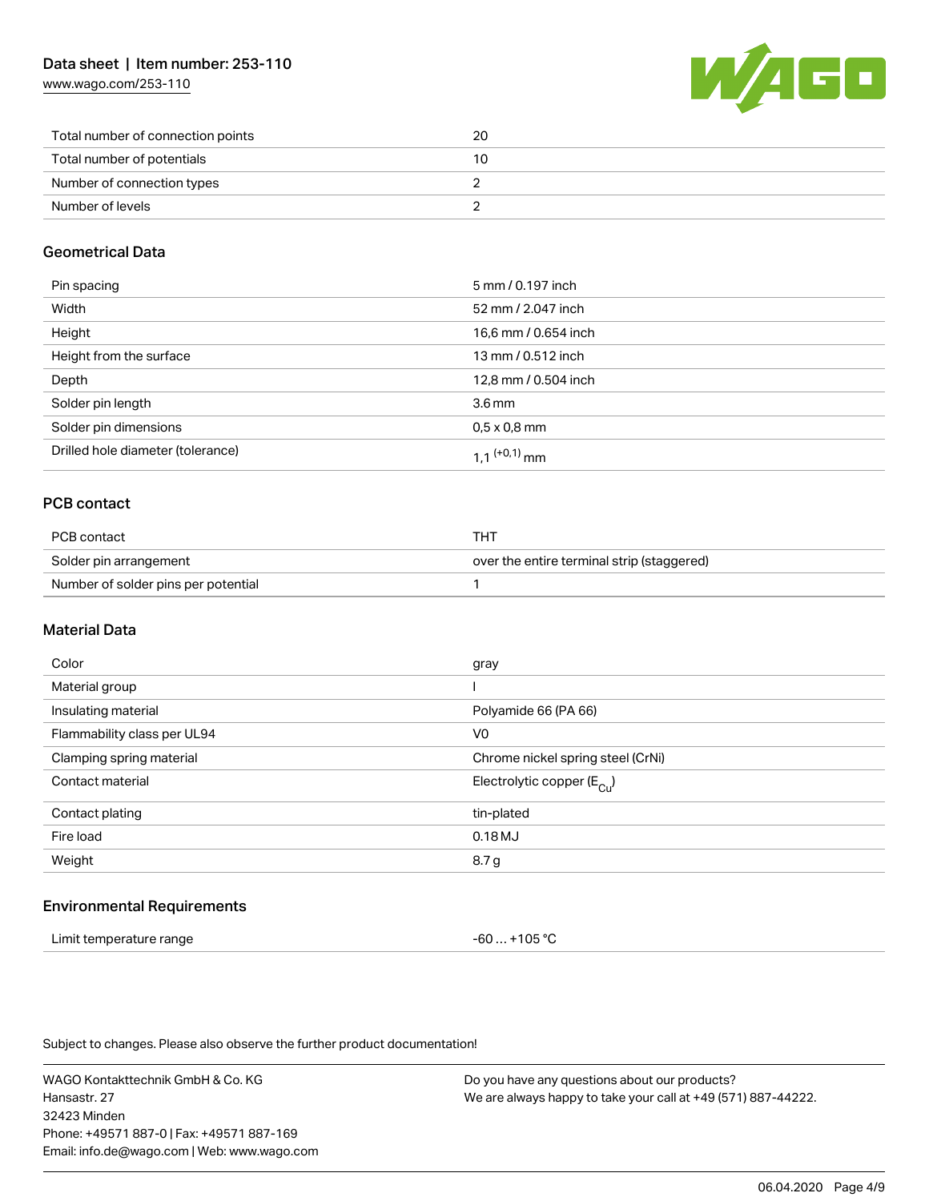| | |
|---|---|
| Total number of connection points | 20 |
| Total number of potentials | 10 |
| Number of connection types | 2 |
| Number of levels | 2 |

## Geometrical Data

| | |
|---|---|
| Pin spacing | 5 mm / 0.197 inch |
| Width | 52 mm / 2.047 inch |
| Height | 16,6 mm / 0.654 inch |
| Height from the surface | 13 mm / 0.512 inch |
| Depth | 12,8 mm / 0.504 inch |
| Solder pin length | 3.6 mm |
| Solder pin dimensions | 0,5 x 0,8 mm |
| Drilled hole diameter (tolerance) | 1,1 $^{(+0,1)}$ mm |

## PCB contact

| | |
|---|---|
| PCB contact | THT |
| Solder pin arrangement | over the entire terminal strip (staggered) |
| Number of solder pins per potential | 1 |

## Material Data

| | |
|---|---|
| Color | gray |
| Material group | I |
| Insulating material | Polyamide 66 (PA 66) |
| Flammability class per UL94 | V0 |
| Clamping spring material | Chrome nickel spring steel (CrNi) |
| Contact material | Electrolytic copper ($E_{Cu}$) |
| Contact plating | tin-plated |
| Fire load | 0.18 MJ |
| Weight | 8.7 g |

## Environmental Requirements

| | |
|---|---|
| Limit temperature range | -60 … +105 °C |

Subject to changes. Please also observe the further product documentation!

WAGO Kontakttechnik GmbH & Co. KG
Hansastr. 27
32423 Minden
Phone: +49571 887-0 | Fax: +49571 887-169
Email: info.de@wago.com | Web: www.wago.com

Do you have any questions about our products?
We are always happy to take your call at +49 (571) 887-44222.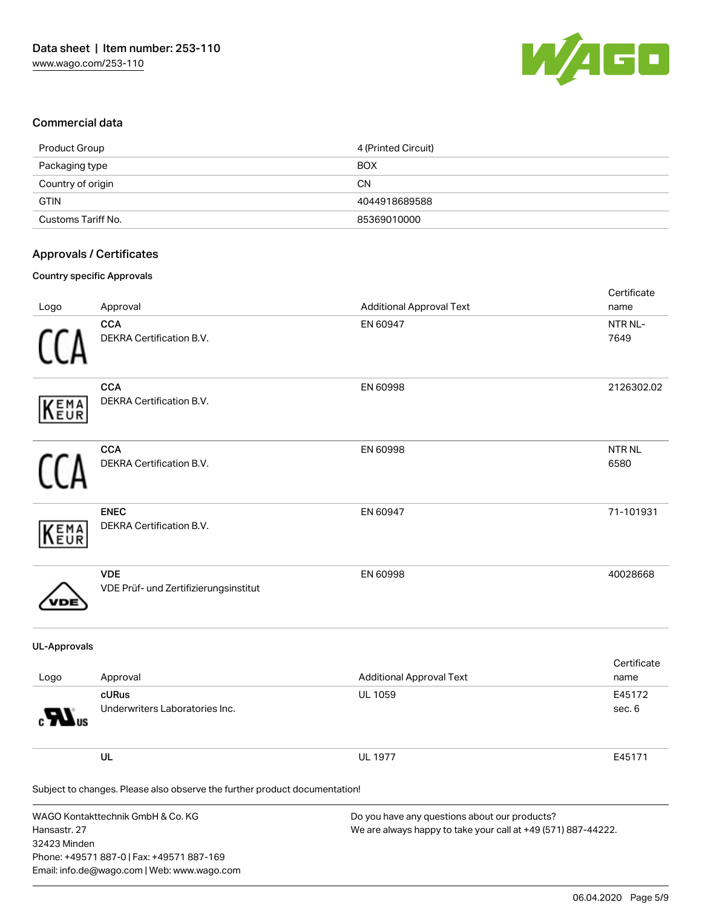## Commercial data

| Product Group | 4 (Printed Circuit) |
|---|---|
| Packaging type | BOX |
| Country of origin | CN |
| GTIN | 4044918689588 |
| Customs Tariff No. | 85369010000 |

## Approvals / Certificates

### Country specific Approvals

| Logo | Approval | Additional Approval Text | Certificate name |
|---|---|---|---|
| CCA | **CCA**<br>DEKRA Certification B.V. | EN 60947 | NTR NL-7649 |
| KEMA EUR | **CCA**<br>DEKRA Certification B.V. | EN 60998 | 2126302.02 |
| CCA | **CCA**<br>DEKRA Certification B.V. | EN 60998 | NTR NL 6580 |
| KEMA EUR | **ENEC**<br>DEKRA Certification B.V. | EN 60947 | 71-101931 |
| VDE | **VDE**<br>VDE Prüf- und Zertifizierungsinstitut | EN 60998 | 40028668 |

### UL-Approvals

| Logo | Approval | Additional Approval Text | Certificate name |
|---|---|---|---|
| cRUus | **cURus**<br>Underwriters Laboratories Inc. | UL 1059 | E45172 sec. 6 |
| | **UL** | UL 1977 | E45171 |

Subject to changes. Please also observe the further product documentation!

WAGO Kontakttechnik GmbH & Co. KG
Hansastr. 27
32423 Minden
Phone: +49571 887-0 | Fax: +49571 887-169
Email: info.de@wago.com | Web: www.wago.com

Do you have any questions about our products?
We are always happy to take your call at +49 (571) 887-44222.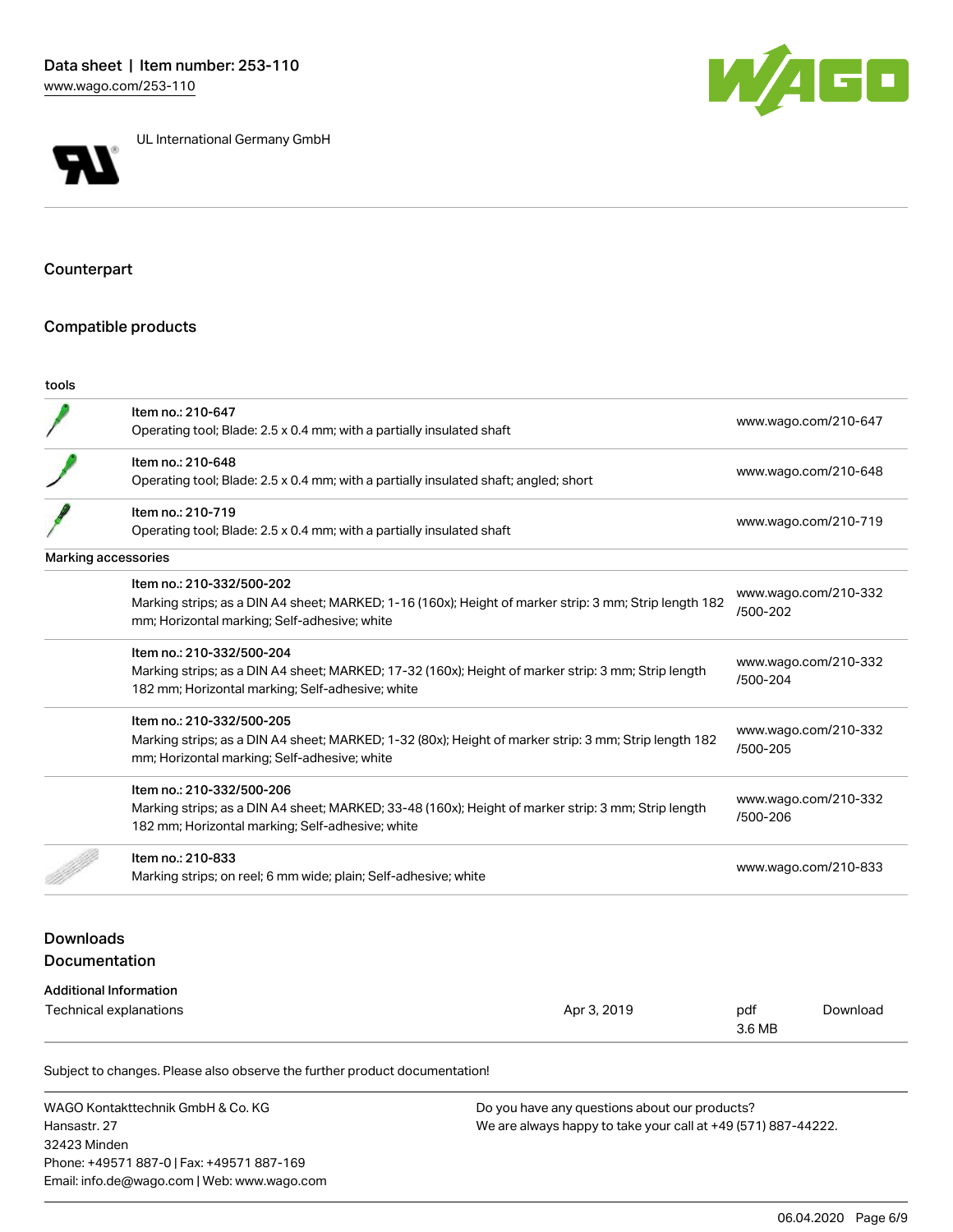UL International Germany GmbH

## Counterpart

## Compatible products

| tools | | |
| --- | --- | --- |
| | Item no.: 210-647<br>Operating tool; Blade: 2.5 x 0.4 mm; with a partially insulated shaft | www.wago.com/210-647 |
| | Item no.: 210-648<br>Operating tool; Blade: 2.5 x 0.4 mm; with a partially insulated shaft; angled; short | www.wago.com/210-648 |
| | Item no.: 210-719<br>Operating tool; Blade: 2.5 x 0.4 mm; with a partially insulated shaft | www.wago.com/210-719 |
| Marking accessories | | |
| | Item no.: 210-332/500-202<br>Marking strips; as a DIN A4 sheet; MARKED; 1-16 (160x); Height of marker strip: 3 mm; Strip length 182 mm; Horizontal marking; Self-adhesive; white | www.wago.com/210-332/500-202 |
| | Item no.: 210-332/500-204<br>Marking strips; as a DIN A4 sheet; MARKED; 17-32 (160x); Height of marker strip: 3 mm; Strip length 182 mm; Horizontal marking; Self-adhesive; white | www.wago.com/210-332/500-204 |
| | Item no.: 210-332/500-205<br>Marking strips; as a DIN A4 sheet; MARKED; 1-32 (80x); Height of marker strip: 3 mm; Strip length 182 mm; Horizontal marking; Self-adhesive; white | www.wago.com/210-332/500-205 |
| | Item no.: 210-332/500-206<br>Marking strips; as a DIN A4 sheet; MARKED; 33-48 (160x); Height of marker strip: 3 mm; Strip length 182 mm; Horizontal marking; Self-adhesive; white | www.wago.com/210-332/500-206 |
| | Item no.: 210-833<br>Marking strips; on reel; 6 mm wide; plain; Self-adhesive; white | www.wago.com/210-833 |

## Downloads

### Documentation

| Additional Information | | | |
| --- | --- | --- | --- |
| Technical explanations | Apr 3, 2019 | pdf<br>3.6 MB | Download |

Subject to changes. Please also observe the further product documentation!

WAGO Kontakttechnik GmbH & Co. KG
Hansastr. 27
32423 Minden
Phone: +49571 887-0 | Fax: +49571 887-169
Email: info.de@wago.com | Web: www.wago.com

Do you have any questions about our products?
We are always happy to take your call at +49 (571) 887-44222.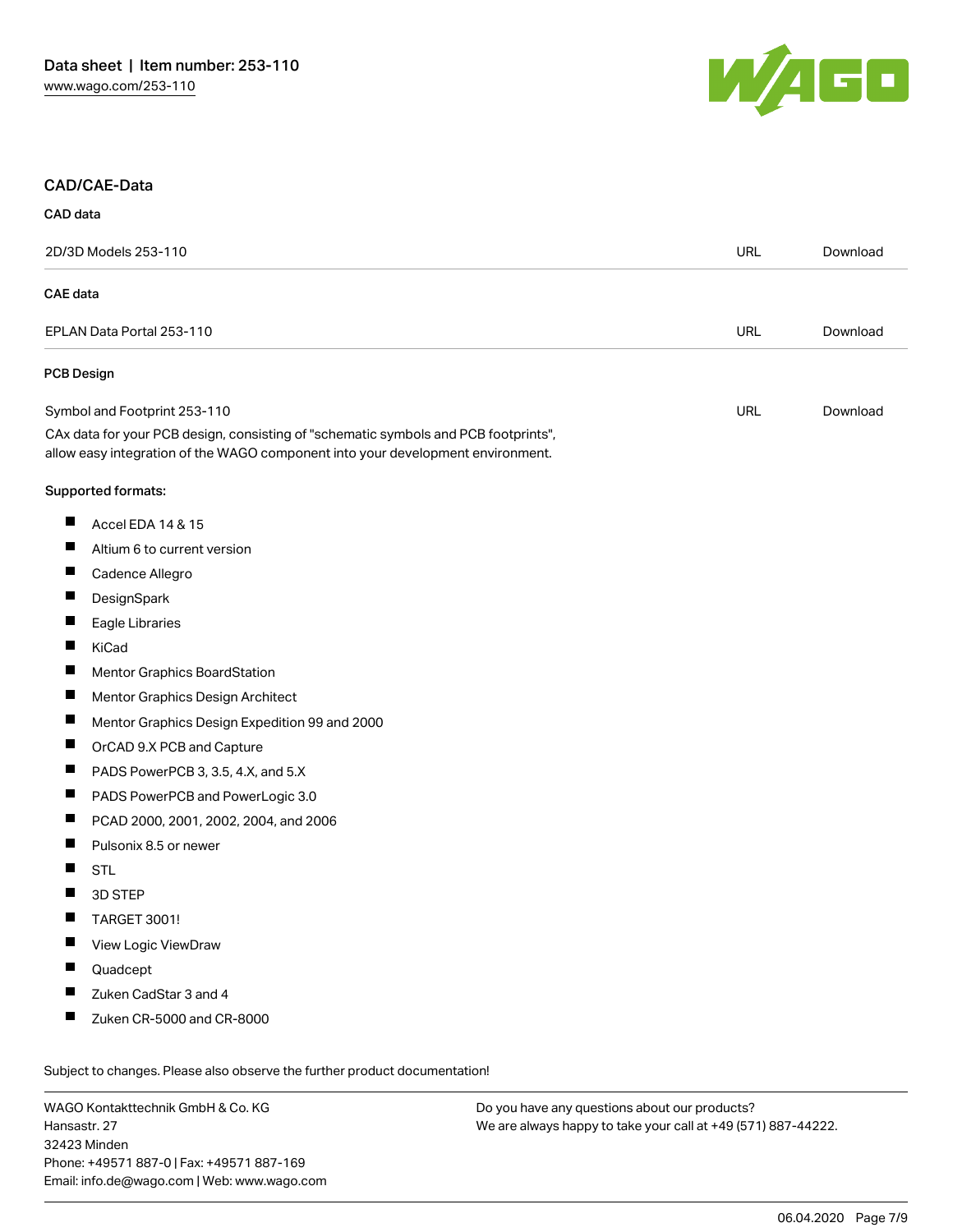## CAD/CAE-Data

### CAD data

| 2D/3D Models 253-110 | URL | Download |
|---|---|---|

### CAE data

| EPLAN Data Portal 253-110 | URL | Download |
|---|---|---|

### PCB Design

| Symbol and Footprint 253-110 | URL | Download |
|---|---|---|

CAx data for your PCB design, consisting of "schematic symbols and PCB footprints", allow easy integration of the WAGO component into your development environment.

Supported formats:

- Accel EDA 14 & 15
- Altium 6 to current version
- Cadence Allegro
- DesignSpark
- Eagle Libraries
- KiCad
- Mentor Graphics BoardStation
- Mentor Graphics Design Architect
- Mentor Graphics Design Expedition 99 and 2000
- OrCAD 9.X PCB and Capture
- PADS PowerPCB 3, 3.5, 4.X, and 5.X
- PADS PowerPCB and PowerLogic 3.0
- PCAD 2000, 2001, 2002, 2004, and 2006
- Pulsonix 8.5 or newer
- STL
- 3D STEP
- TARGET 3001!
- View Logic ViewDraw
- Quadcept
- Zuken CadStar 3 and 4
- Zuken CR-5000 and CR-8000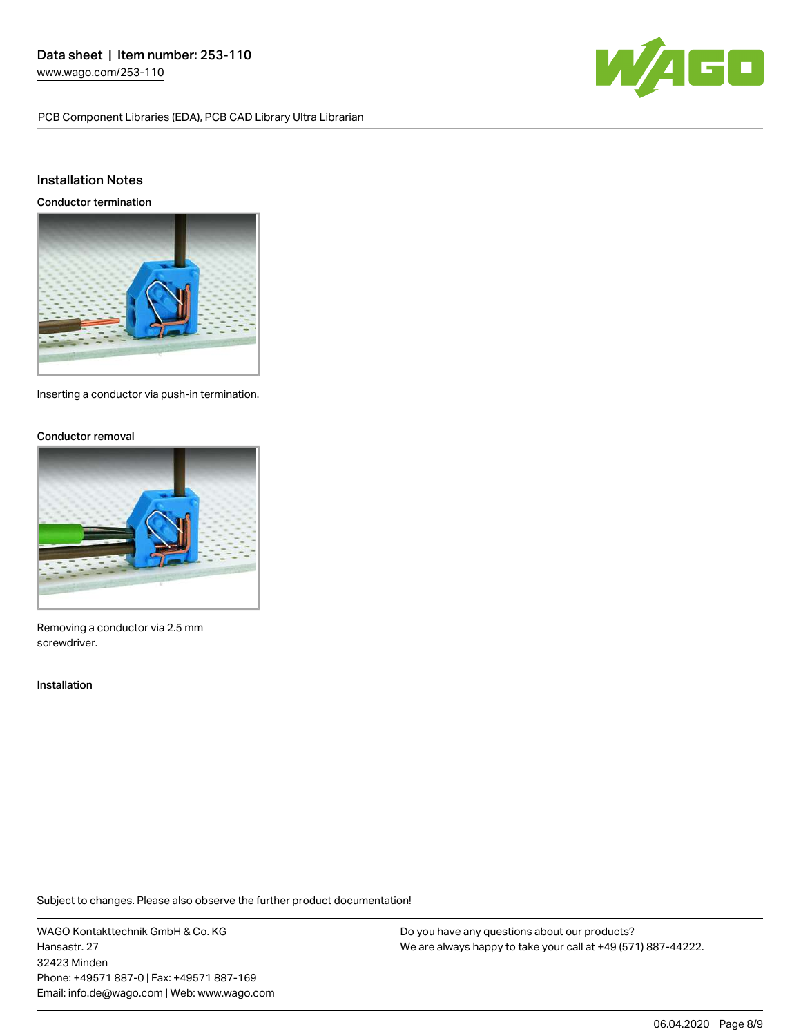## Installation Notes

### Conductor termination

Inserting a conductor via push-in termination.

### Conductor removal

Removing a conductor via 2.5 mm screwdriver.

### Installation

Subject to changes. Please also observe the further product documentation!

WAGO Kontakttechnik GmbH & Co. KG
Hansastr. 27
32423 Minden
Phone: +49571 887-0 | Fax: +49571 887-169
Email: info.de@wago.com | Web: www.wago.com

Do you have any questions about our products?
We are always happy to take your call at +49 (571) 887-44222.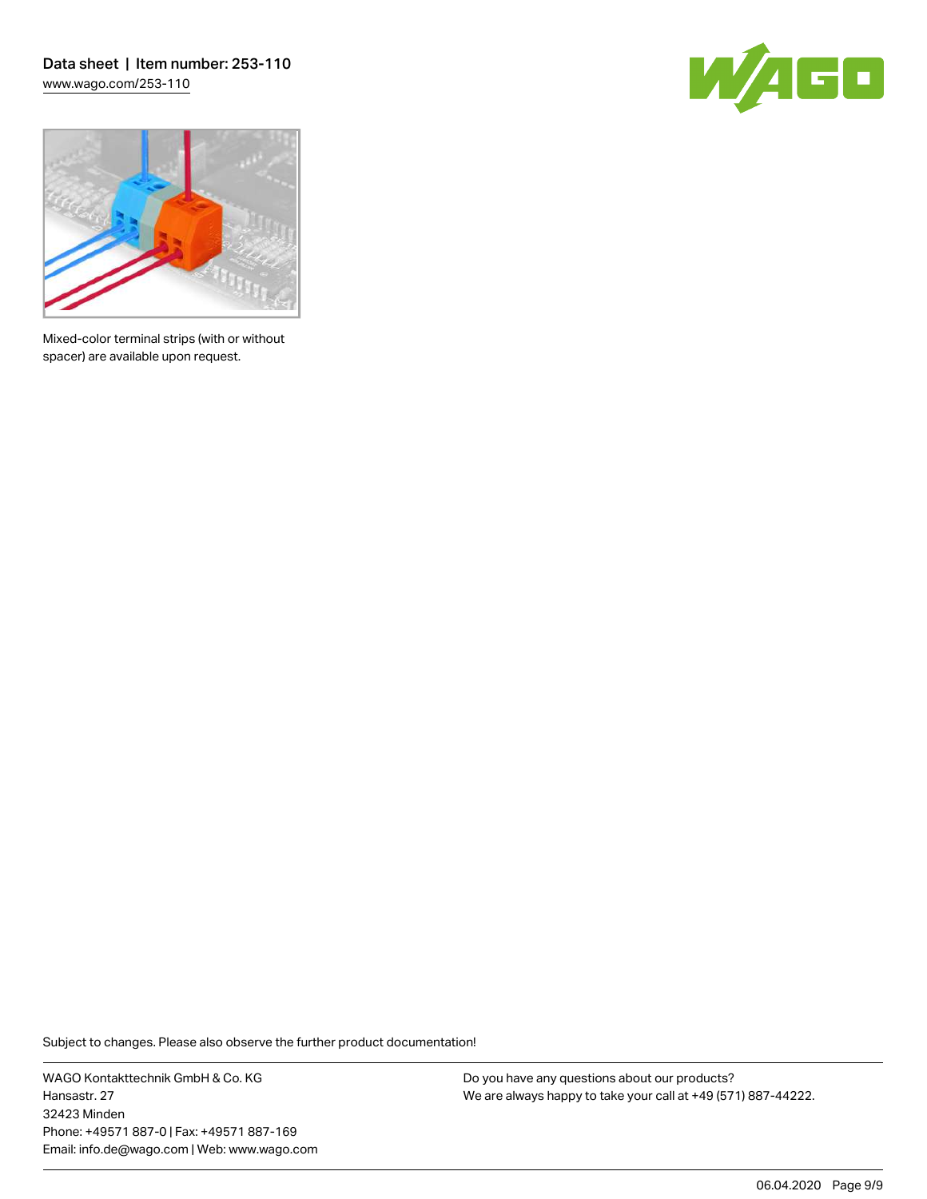Mixed-color terminal strips (with or without spacer) are available upon request.